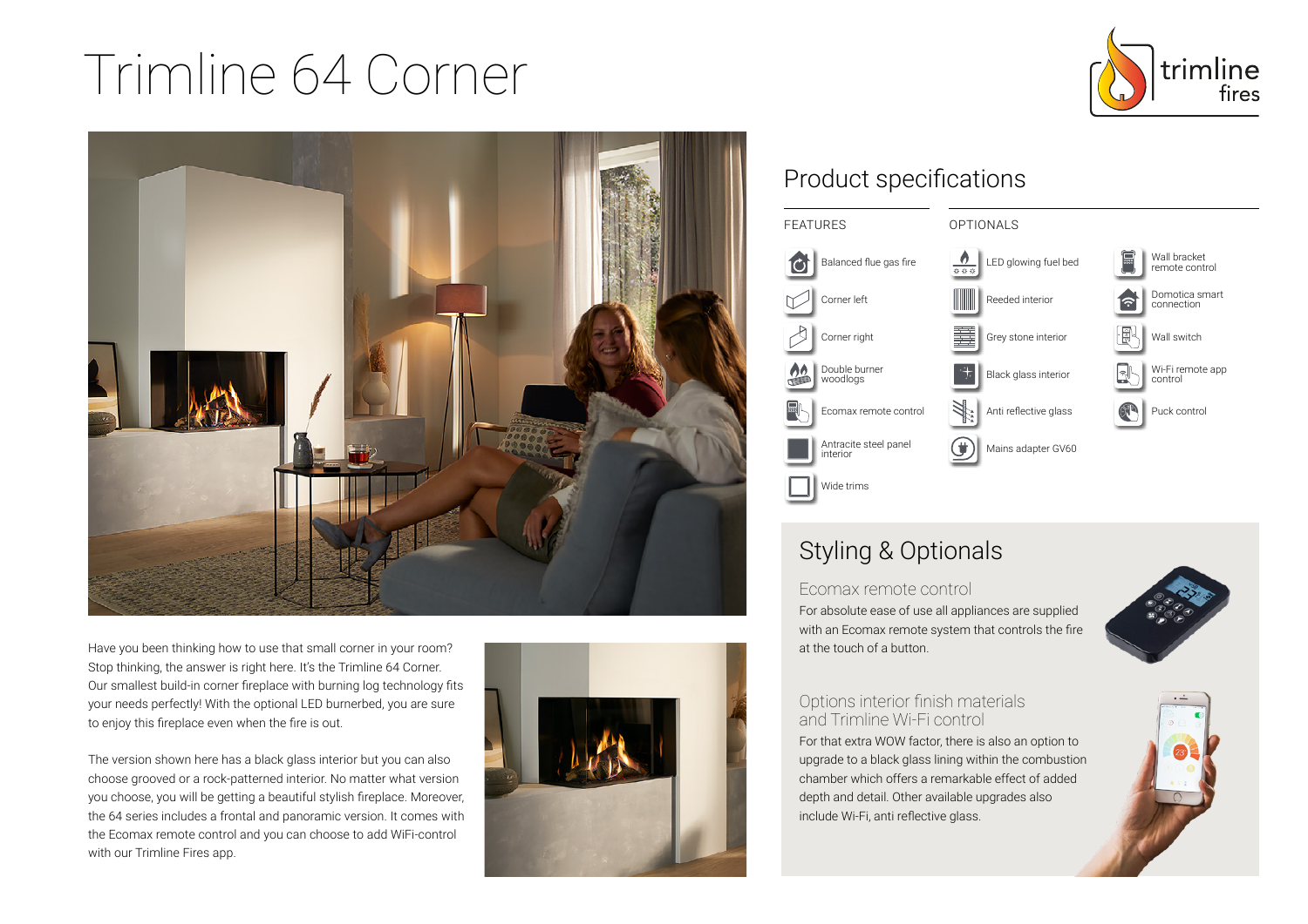# Trimline 64 Corner

trimline fires

Have you been thinking how to use that small corner in your room? Stop thinking, the answer is right here. It's the Trimline 64 Corner. Our smallest build-in corner fireplace with burning log technology fits your needs perfectly! With the optional LED burnerbed, you are sure to enjoy this fireplace even when the fire is out.

The version shown here has a black glass interior but you can also choose grooved or a rock-patterned interior. No matter what version you choose, you will be getting a beautiful stylish fireplace. Moreover, the 64 series includes a frontal and panoramic version. It comes with the Ecomax remote control and you can choose to add WiFi-control with our Trimline Fires app.

## Product specifications

### FEATURES

- Balanced flue gas fire
- Corner left
- Corner right
- Double burner woodlogs
- Ecomax remote control
- Antracite steel panel interior
- Wide trims

### OPTIONALS

- LED glowing fuel bed
- Reeded interior
- Grey stone interior
- Black glass interior
- Anti reflective glass
- Mains adapter GV60
- Wall bracket remote control
- Domotica smart connection
- Wall switch
- Wi-Fi remote app control
- Puck control

## Styling & Optionals

### Ecomax remote control

For absolute ease of use all appliances are supplied with an Ecomax remote system that controls the fire at the touch of a button.

### Options interior finish materials and Trimline Wi-Fi control

For that extra WOW factor, there is also an option to upgrade to a black glass lining within the combustion chamber which offers a remarkable effect of added depth and detail. Other available upgrades also include Wi-Fi, anti reflective glass.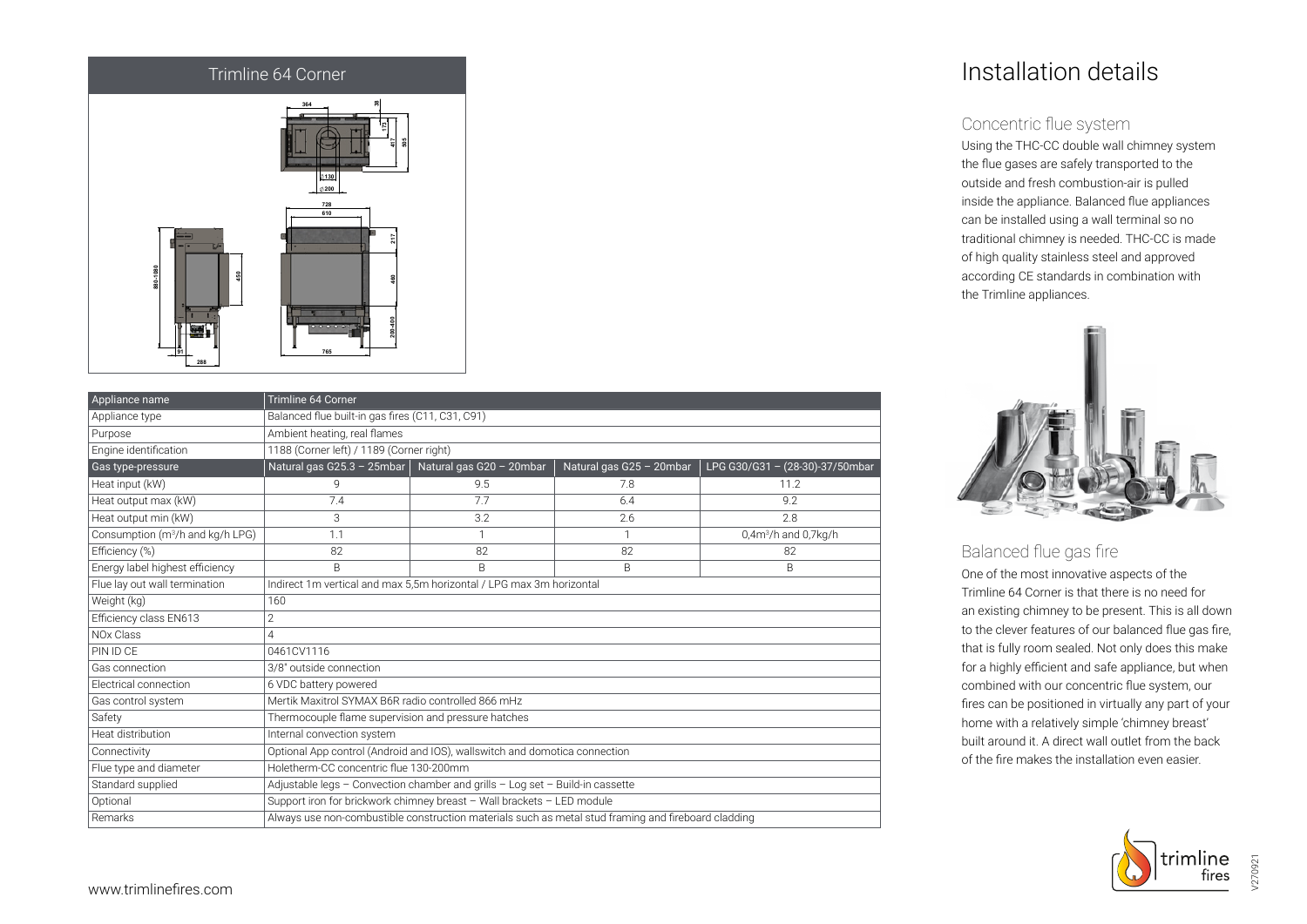## Trimline 64 Corner

364
38
173
417
505
⌀130
⌀200
728
610
217
460
200-400
765
880-1080
450
91
288

| Appliance name | Trimline 64 Corner | | | |
|---|---|---|---|---|
| Appliance type | Balanced flue built-in gas fires (C11, C31, C91) | | | |
| Purpose | Ambient heating, real flames | | | |
| Engine identification | 1188 (Corner left) / 1189 (Corner right) | | | |
| Gas type-pressure | Natural gas G25.3 – 25mbar | Natural gas G20 – 20mbar | Natural gas G25 – 20mbar | LPG G30/G31 – (28-30)-37/50mbar |
| Heat input (kW) | 9 | 9.5 | 7.8 | 11.2 |
| Heat output max (kW) | 7.4 | 7.7 | 6.4 | 9.2 |
| Heat output min (kW) | 3 | 3.2 | 2.6 | 2.8 |
| Consumption ($m^3$/h and kg/h LPG) | 1.1 | 1 | 1 | 0,4$m^3$/h and 0,7kg/h |
| Efficiency (%) | 82 | 82 | 82 | 82 |
| Energy label highest efficiency | B | B | B | B |
| Flue lay out wall termination | Indirect 1m vertical and max 5,5m horizontal / LPG max 3m horizontal | | | |
| Weight (kg) | 160 | | | |
| Efficiency class EN613 | 2 | | | |
| NOx Class | 4 | | | |
| PIN ID CE | 0461CV1116 | | | |
| Gas connection | 3/8" outside connection | | | |
| Electrical connection | 6 VDC battery powered | | | |
| Gas control system | Mertik Maxitrol SYMAX B6R radio controlled 866 mHz | | | |
| Safety | Thermocouple flame supervision and pressure hatches | | | |
| Heat distribution | Internal convection system | | | |
| Connectivity | Optional App control (Android and IOS), wallswitch and domotica connection | | | |
| Flue type and diameter | Holetherm-CC concentric flue 130-200mm | | | |
| Standard supplied | Adjustable legs – Convection chamber and grills – Log set – Build-in cassette | | | |
| Optional | Support iron for brickwork chimney breast – Wall brackets – LED module | | | |
| Remarks | Always use non-combustible construction materials such as metal stud framing and fireboard cladding | | | |

# Installation details

## Concentric flue system

Using the THC-CC double wall chimney system the flue gases are safely transported to the outside and fresh combustion-air is pulled inside the appliance. Balanced flue appliances can be installed using a wall terminal so no traditional chimney is needed. THC-CC is made of high quality stainless steel and approved according CE standards in combination with the Trimline appliances.

## Balanced flue gas fire

One of the most innovative aspects of the Trimline 64 Corner is that there is no need for an existing chimney to be present. This is all down to the clever features of our balanced flue gas fire, that is fully room sealed. Not only does this make for a highly efficient and safe appliance, but when combined with our concentric flue system, our fires can be positioned in virtually any part of your home with a relatively simple 'chimney breast' built around it. A direct wall outlet from the back of the fire makes the installation even easier.

www.trimlinefires.com

trimline fires

V270921